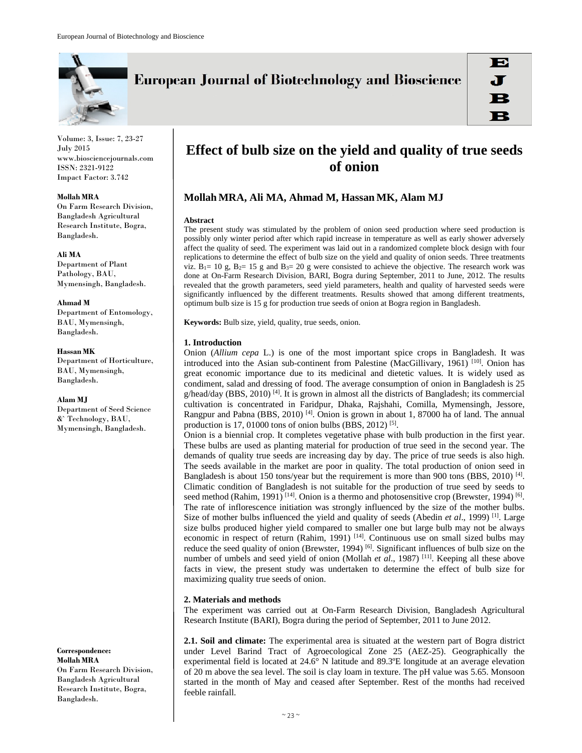# Effect of bulb size on the yield and quality of true seeds of onion

**Mollah MRA, Ali MA, Ahmad M, Hassan MK, Alam MJ**

**Mollah MRA**
On Farm Research Division, Bangladesh Agricultural Research Institute, Bogra, Bangladesh.

**Ali MA**
Department of Plant Pathology, BAU, Mymensingh, Bangladesh.

**Ahmad M**
Department of Entomology, BAU, Mymensingh, Bangladesh.

**Hassan MK**
Department of Horticulture, BAU, Mymensingh, Bangladesh.

**Alam MJ**
Department of Seed Science & Technology, BAU, Mymensingh, Bangladesh.

**Correspondence:**
**Mollah MRA**
On Farm Research Division, Bangladesh Agricultural Research Institute, Bogra, Bangladesh.

**Abstract**

The present study was stimulated by the problem of onion seed production where seed production is possibly only winter period after which rapid increase in temperature as well as early shower adversely affect the quality of seed. The experiment was laid out in a randomized complete block design with four replications to determine the effect of bulb size on the yield and quality of onion seeds. Three treatments viz. $B_1$= 10 g, $B_2$= 15 g and $B_3$= 20 g were consisted to achieve the objective. The research work was done at On-Farm Research Division, BARI, Bogra during September, 2011 to June, 2012. The results revealed that the growth parameters, seed yield parameters, health and quality of harvested seeds were significantly influenced by the different treatments. Results showed that among different treatments, optimum bulb size is 15 g for production true seeds of onion at Bogra region in Bangladesh.

**Keywords:** Bulb size, yield, quality, true seeds, onion.

## 1. Introduction

Onion (*Allium cepa* L.) is one of the most important spice crops in Bangladesh. It was introduced into the Asian sub-continent from Palestine (MacGillivary, 1961) [10]. Onion has great economic importance due to its medicinal and dietetic values. It is widely used as condiment, salad and dressing of food. The average consumption of onion in Bangladesh is 25 g/head/day (BBS, 2010) [4]. It is grown in almost all the districts of Bangladesh; its commercial cultivation is concentrated in Faridpur, Dhaka, Rajshahi, Comilla, Mymensingh, Jessore, Rangpur and Pabna (BBS, 2010) [4]. Onion is grown in about 1, 87000 ha of land. The annual production is 17, 01000 tons of onion bulbs (BBS, 2012) [5].

Onion is a biennial crop. It completes vegetative phase with bulb production in the first year. These bulbs are used as planting material for production of true seed in the second year. The demands of quality true seeds are increasing day by day. The price of true seeds is also high. The seeds available in the market are poor in quality. The total production of onion seed in Bangladesh is about 150 tons/year but the requirement is more than 900 tons (BBS, 2010) [4]. Climatic condition of Bangladesh is not suitable for the production of true seed by seeds to seed method (Rahim, 1991) [14]. Onion is a thermo and photosensitive crop (Brewster, 1994) [6]. The rate of inflorescence initiation was strongly influenced by the size of the mother bulbs. Size of mother bulbs influenced the yield and quality of seeds (Abedin *et al*., 1999) [1]. Large size bulbs produced higher yield compared to smaller one but large bulb may not be always economic in respect of return (Rahim, 1991) [14]. Continuous use on small sized bulbs may reduce the seed quality of onion (Brewster, 1994) [6]. Significant influences of bulb size on the number of umbels and seed yield of onion (Mollah *et al*., 1987) [11]. Keeping all these above facts in view, the present study was undertaken to determine the effect of bulb size for maximizing quality true seeds of onion.

## 2. Materials and methods

The experiment was carried out at On-Farm Research Division, Bangladesh Agricultural Research Institute (BARI), Bogra during the period of September, 2011 to June 2012.

**2.1. Soil and climate:** The experimental area is situated at the western part of Bogra district under Level Barind Tract of Agroecological Zone 25 (AEZ-25). Geographically the experimental field is located at 24.6° N latitude and 89.3ºE longitude at an average elevation of 20 m above the sea level. The soil is clay loam in texture. The pH value was 5.65. Monsoon started in the month of May and ceased after September. Rest of the months had received feeble rainfall.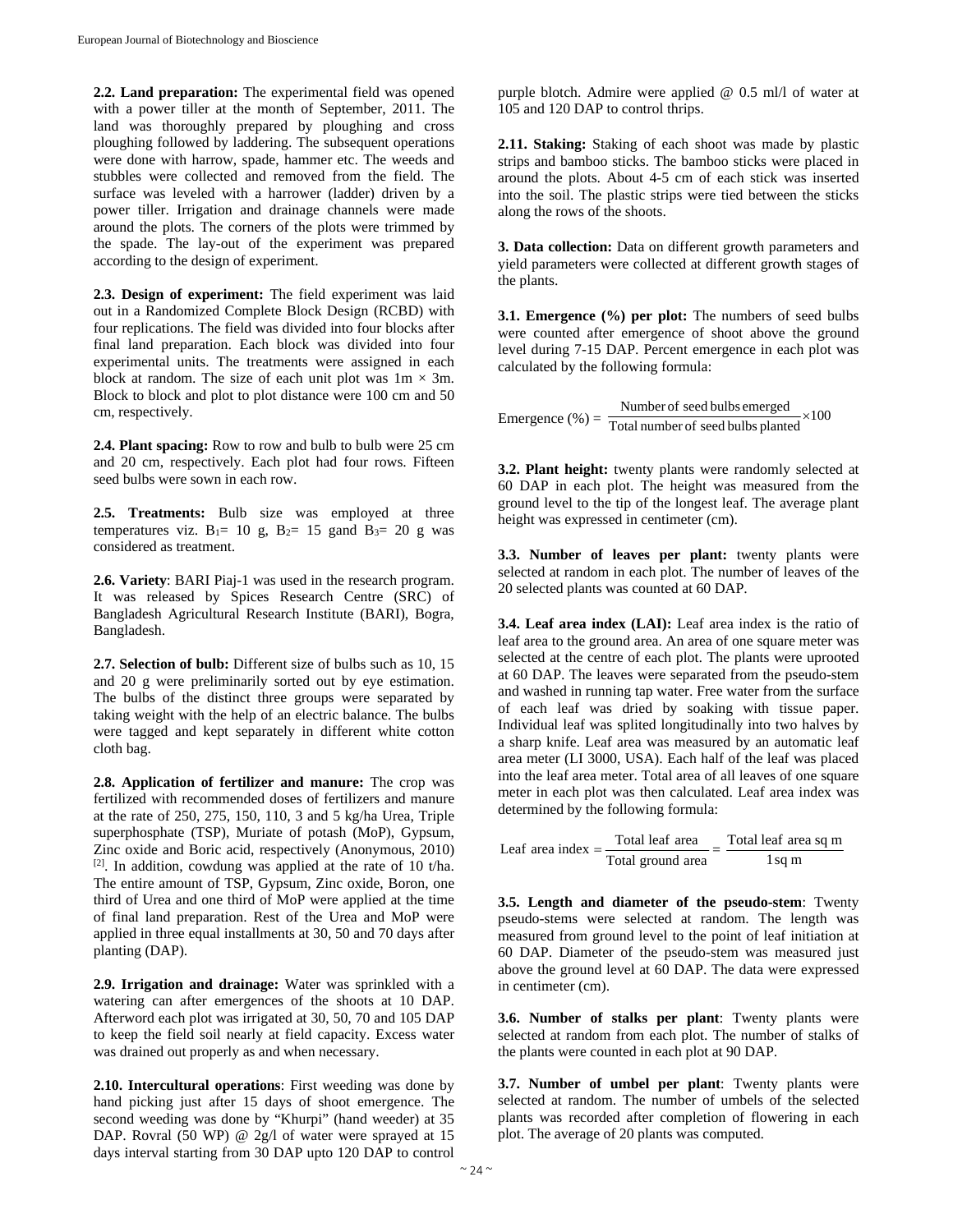**2.2. Land preparation:** The experimental field was opened with a power tiller at the month of September, 2011. The land was thoroughly prepared by ploughing and cross ploughing followed by laddering. The subsequent operations were done with harrow, spade, hammer etc. The weeds and stubbles were collected and removed from the field. The surface was leveled with a harrower (ladder) driven by a power tiller. Irrigation and drainage channels were made around the plots. The corners of the plots were trimmed by the spade. The lay-out of the experiment was prepared according to the design of experiment.

**2.3. Design of experiment:** The field experiment was laid out in a Randomized Complete Block Design (RCBD) with four replications. The field was divided into four blocks after final land preparation. Each block was divided into four experimental units. The treatments were assigned in each block at random. The size of each unit plot was 1m × 3m. Block to block and plot to plot distance were 100 cm and 50 cm, respectively.

**2.4. Plant spacing:** Row to row and bulb to bulb were 25 cm and 20 cm, respectively. Each plot had four rows. Fifteen seed bulbs were sown in each row.

**2.5. Treatments:** Bulb size was employed at three temperatures viz. $B_1$= 10 g, $B_2$= 15 gand $B_3$= 20 g was considered as treatment.

**2.6. Variety**: BARI Piaj-1 was used in the research program. It was released by Spices Research Centre (SRC) of Bangladesh Agricultural Research Institute (BARI), Bogra, Bangladesh.

**2.7. Selection of bulb:** Different size of bulbs such as 10, 15 and 20 g were preliminarily sorted out by eye estimation. The bulbs of the distinct three groups were separated by taking weight with the help of an electric balance. The bulbs were tagged and kept separately in different white cotton cloth bag.

**2.8. Application of fertilizer and manure:** The crop was fertilized with recommended doses of fertilizers and manure at the rate of 250, 275, 150, 110, 3 and 5 kg/ha Urea, Triple superphosphate (TSP), Muriate of potash (MoP), Gypsum, Zinc oxide and Boric acid, respectively (Anonymous, 2010) [2]. In addition, cowdung was applied at the rate of 10 t/ha. The entire amount of TSP, Gypsum, Zinc oxide, Boron, one third of Urea and one third of MoP were applied at the time of final land preparation. Rest of the Urea and MoP were applied in three equal installments at 30, 50 and 70 days after planting (DAP).

**2.9. Irrigation and drainage:** Water was sprinkled with a watering can after emergences of the shoots at 10 DAP. Afterword each plot was irrigated at 30, 50, 70 and 105 DAP to keep the field soil nearly at field capacity. Excess water was drained out properly as and when necessary.

**2.10. Intercultural operations**: First weeding was done by hand picking just after 15 days of shoot emergence. The second weeding was done by "Khurpi" (hand weeder) at 35 DAP. Rovral (50 WP) @ 2g/l of water were sprayed at 15 days interval starting from 30 DAP upto 120 DAP to control purple blotch. Admire were applied @ 0.5 ml/l of water at 105 and 120 DAP to control thrips.

**2.11. Staking:** Staking of each shoot was made by plastic strips and bamboo sticks. The bamboo sticks were placed in around the plots. About 4-5 cm of each stick was inserted into the soil. The plastic strips were tied between the sticks along the rows of the shoots.

**3. Data collection:** Data on different growth parameters and yield parameters were collected at different growth stages of the plants.

**3.1. Emergence (%) per plot:** The numbers of seed bulbs were counted after emergence of shoot above the ground level during 7-15 DAP. Percent emergence in each plot was calculated by the following formula:

$$\text{Emergence (\%)} = \frac{\text{Number of seed bulbs emerged}}{\text{Total number of seed bulbs planted}} \times 100$$

**3.2. Plant height:** twenty plants were randomly selected at 60 DAP in each plot. The height was measured from the ground level to the tip of the longest leaf. The average plant height was expressed in centimeter (cm).

**3.3. Number of leaves per plant:** twenty plants were selected at random in each plot. The number of leaves of the 20 selected plants was counted at 60 DAP.

**3.4. Leaf area index (LAI):** Leaf area index is the ratio of leaf area to the ground area. An area of one square meter was selected at the centre of each plot. The plants were uprooted at 60 DAP. The leaves were separated from the pseudo-stem and washed in running tap water. Free water from the surface of each leaf was dried by soaking with tissue paper. Individual leaf was splited longitudinally into two halves by a sharp knife. Leaf area was measured by an automatic leaf area meter (LI 3000, USA). Each half of the leaf was placed into the leaf area meter. Total area of all leaves of one square meter in each plot was then calculated. Leaf area index was determined by the following formula:

$$\text{Leaf area index} = \frac{\text{Total leaf area}}{\text{Total ground area}} = \frac{\text{Total leaf area sq m}}{1\text{ sq m}}$$

**3.5. Length and diameter of the pseudo-stem**: Twenty pseudo-stems were selected at random. The length was measured from ground level to the point of leaf initiation at 60 DAP. Diameter of the pseudo-stem was measured just above the ground level at 60 DAP. The data were expressed in centimeter (cm).

**3.6. Number of stalks per plant**: Twenty plants were selected at random from each plot. The number of stalks of the plants were counted in each plot at 90 DAP.

**3.7. Number of umbel per plant**: Twenty plants were selected at random. The number of umbels of the selected plants was recorded after completion of flowering in each plot. The average of 20 plants was computed.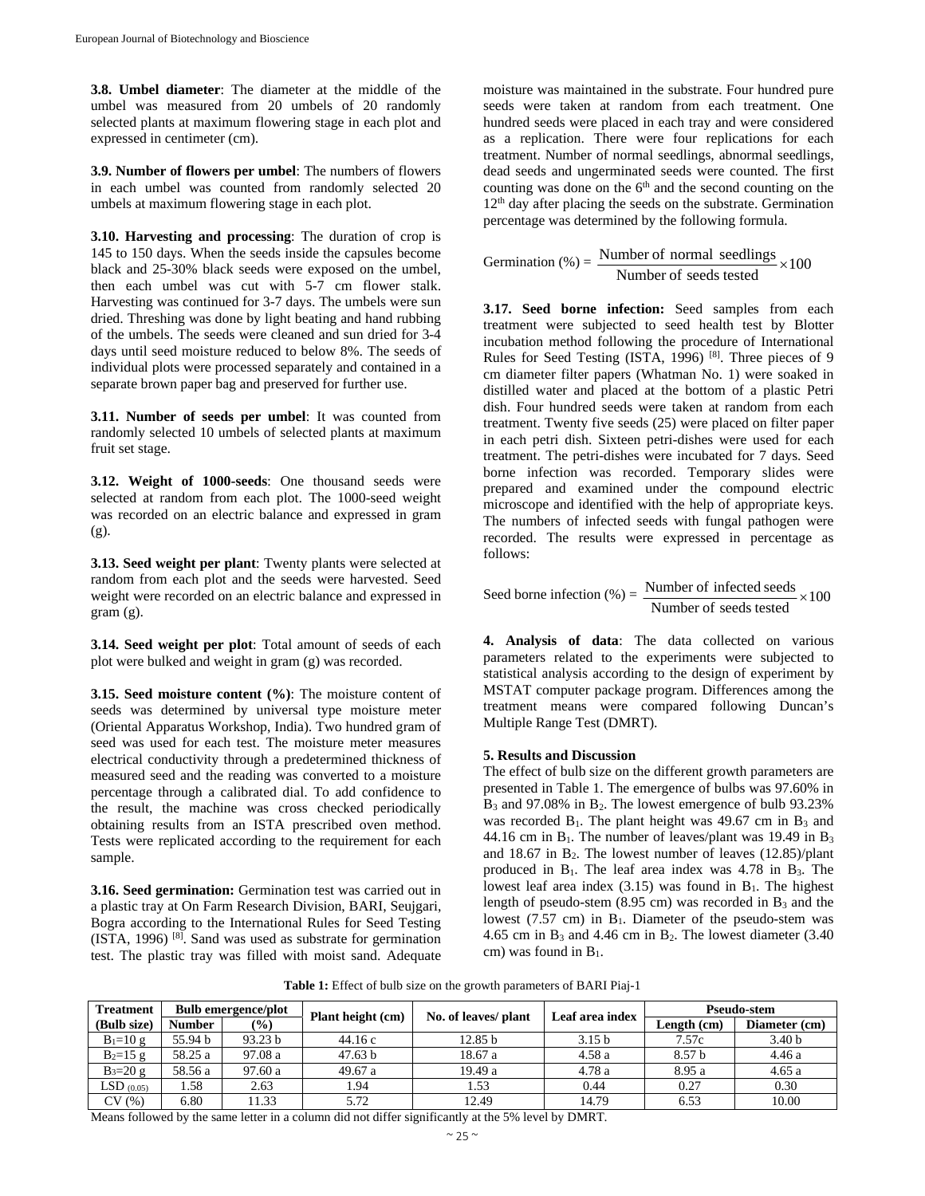**3.8. Umbel diameter**: The diameter at the middle of the umbel was measured from 20 umbels of 20 randomly selected plants at maximum flowering stage in each plot and expressed in centimeter (cm).

**3.9. Number of flowers per umbel**: The numbers of flowers in each umbel was counted from randomly selected 20 umbels at maximum flowering stage in each plot.

**3.10. Harvesting and processing**: The duration of crop is 145 to 150 days. When the seeds inside the capsules become black and 25-30% black seeds were exposed on the umbel, then each umbel was cut with 5-7 cm flower stalk. Harvesting was continued for 3-7 days. The umbels were sun dried. Threshing was done by light beating and hand rubbing of the umbels. The seeds were cleaned and sun dried for 3-4 days until seed moisture reduced to below 8%. The seeds of individual plots were processed separately and contained in a separate brown paper bag and preserved for further use.

**3.11. Number of seeds per umbel**: It was counted from randomly selected 10 umbels of selected plants at maximum fruit set stage.

**3.12. Weight of 1000-seeds**: One thousand seeds were selected at random from each plot. The 1000-seed weight was recorded on an electric balance and expressed in gram (g).

**3.13. Seed weight per plant**: Twenty plants were selected at random from each plot and the seeds were harvested. Seed weight were recorded on an electric balance and expressed in gram (g).

**3.14. Seed weight per plot**: Total amount of seeds of each plot were bulked and weight in gram (g) was recorded.

**3.15. Seed moisture content (%)**: The moisture content of seeds was determined by universal type moisture meter (Oriental Apparatus Workshop, India). Two hundred gram of seed was used for each test. The moisture meter measures electrical conductivity through a predetermined thickness of measured seed and the reading was converted to a moisture percentage through a calibrated dial. To add confidence to the result, the machine was cross checked periodically obtaining results from an ISTA prescribed oven method. Tests were replicated according to the requirement for each sample.

**3.16. Seed germination:** Germination test was carried out in a plastic tray at On Farm Research Division, BARI, Seujgari, Bogra according to the International Rules for Seed Testing (ISTA, 1996) [8]. Sand was used as substrate for germination test. The plastic tray was filled with moist sand. Adequate moisture was maintained in the substrate. Four hundred pure seeds were taken at random from each treatment. One hundred seeds were placed in each tray and were considered as a replication. There were four replications for each treatment. Number of normal seedlings, abnormal seedlings, dead seeds and ungerminated seeds were counted. The first counting was done on the 6th and the second counting on the 12th day after placing the seeds on the substrate. Germination percentage was determined by the following formula.

$$\text{Germination (\%)} = \frac{\text{Number of normal seedlings}}{\text{Number of seeds tested}} \times 100$$

**3.17. Seed borne infection:** Seed samples from each treatment were subjected to seed health test by Blotter incubation method following the procedure of International Rules for Seed Testing (ISTA, 1996) [8]. Three pieces of 9 cm diameter filter papers (Whatman No. 1) were soaked in distilled water and placed at the bottom of a plastic Petri dish. Four hundred seeds were taken at random from each treatment. Twenty five seeds (25) were placed on filter paper in each petri dish. Sixteen petri-dishes were used for each treatment. The petri-dishes were incubated for 7 days. Seed borne infection was recorded. Temporary slides were prepared and examined under the compound electric microscope and identified with the help of appropriate keys. The numbers of infected seeds with fungal pathogen were recorded. The results were expressed in percentage as follows:

$$\text{Seed borne infection (\%)} = \frac{\text{Number of infected seeds}}{\text{Number of seeds tested}} \times 100$$

**4. Analysis of data**: The data collected on various parameters related to the experiments were subjected to statistical analysis according to the design of experiment by MSTAT computer package program. Differences among the treatment means were compared following Duncan's Multiple Range Test (DMRT).

**5. Results and Discussion**

The effect of bulb size on the different growth parameters are presented in Table 1. The emergence of bulbs was 97.60% in $B_3$ and 97.08% in $B_2$. The lowest emergence of bulb 93.23% was recorded $B_1$. The plant height was 49.67 cm in $B_3$ and 44.16 cm in $B_1$. The number of leaves/plant was 19.49 in $B_3$ and 18.67 in $B_2$. The lowest number of leaves (12.85)/plant produced in $B_1$. The leaf area index was 4.78 in $B_3$. The lowest leaf area index (3.15) was found in $B_1$. The highest length of pseudo-stem (8.95 cm) was recorded in $B_3$ and the lowest (7.57 cm) in $B_1$. Diameter of the pseudo-stem was 4.65 cm in $B_3$ and 4.46 cm in $B_2$. The lowest diameter (3.40 cm) was found in $B_1$.

**Table 1:** Effect of bulb size on the growth parameters of BARI Piaj-1

| Treatment (Bulb size) | Bulb emergence/plot | | Plant height (cm) | No. of leaves/ plant | Leaf area index | Pseudo-stem | |
|---|---|---|---|---|---|---|---|
| | Number | (%) | | | | Length (cm) | Diameter (cm) |
| $B_1$=10 g | 55.94 b | 93.23 b | 44.16 c | 12.85 b | 3.15 b | 7.57c | 3.40 b |
| $B_2$=15 g | 58.25 a | 97.08 a | 47.63 b | 18.67 a | 4.58 a | 8.57 b | 4.46 a |
| $B_3$=20 g | 58.56 a | 97.60 a | 49.67 a | 19.49 a | 4.78 a | 8.95 a | 4.65 a |
| $LSD_{(0.05)}$ | 1.58 | 2.63 | 1.94 | 1.53 | 0.44 | 0.27 | 0.30 |
| CV (%) | 6.80 | 11.33 | 5.72 | 12.49 | 14.79 | 6.53 | 10.00 |

Means followed by the same letter in a column did not differ significantly at the 5% level by DMRT.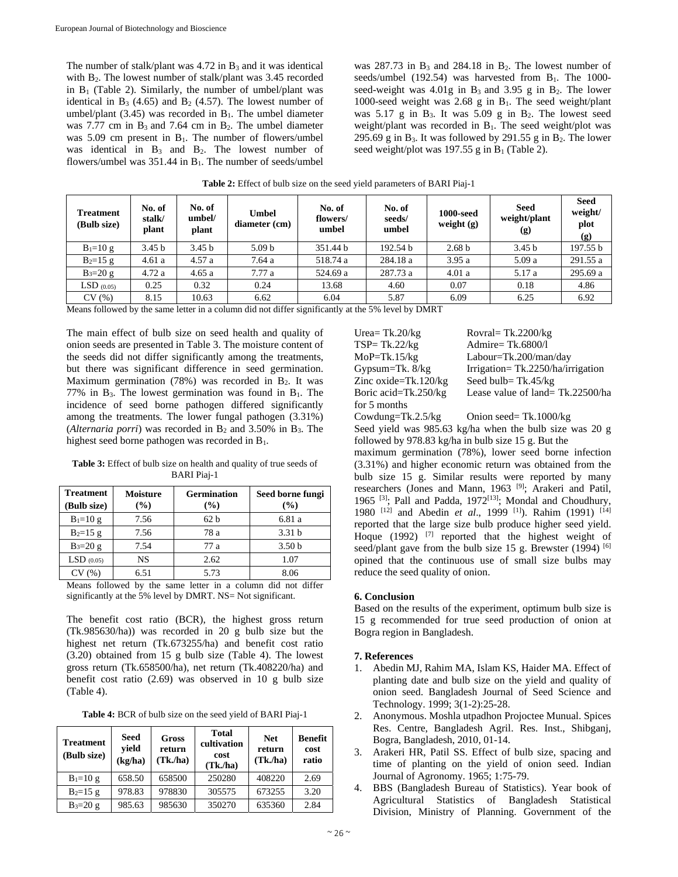The number of stalk/plant was 4.72 in $B_3$ and it was identical with $B_2$. The lowest number of stalk/plant was 3.45 recorded in $B_1$ (Table 2). Similarly, the number of umbel/plant was identical in $B_3$ (4.65) and $B_2$ (4.57). The lowest number of umbel/plant (3.45) was recorded in $B_1$. The umbel diameter was 7.77 cm in $B_3$ and 7.64 cm in $B_2$. The umbel diameter was 5.09 cm present in $B_1$. The number of flowers/umbel was identical in $B_3$ and $B_2$. The lowest number of flowers/umbel was 351.44 in $B_1$. The number of seeds/umbel was 287.73 in $B_3$ and 284.18 in $B_2$. The lowest number of seeds/umbel (192.54) was harvested from $B_1$. The 1000-seed-weight was 4.01g in $B_3$ and 3.95 g in $B_2$. The lower 1000-seed weight was 2.68 g in $B_1$. The seed weight/plant was 5.17 g in $B_3$. It was 5.09 g in $B_2$. The lowest seed weight/plant was recorded in $B_1$. The seed weight/plot was 295.69 g in $B_3$. It was followed by 291.55 g in $B_2$. The lower seed weight/plot was 197.55 g in $B_1$ (Table 2).

**Table 2:** Effect of bulb size on the seed yield parameters of BARI Piaj-1

| Treatment (Bulb size) | No. of stalk/ plant | No. of umbel/ plant | Umbel diameter (cm) | No. of flowers/ umbel | No. of seeds/ umbel | 1000-seed weight (g) | Seed weight/plant (g) | Seed weight/ plot (g) |
|---|---|---|---|---|---|---|---|---|
| $B_1$=10 g | 3.45 b | 3.45 b | 5.09 b | 351.44 b | 192.54 b | 2.68 b | 3.45 b | 197.55 b |
| $B_2$=15 g | 4.61 a | 4.57 a | 7.64 a | 518.74 a | 284.18 a | 3.95 a | 5.09 a | 291.55 a |
| $B_3$=20 g | 4.72 a | 4.65 a | 7.77 a | 524.69 a | 287.73 a | 4.01 a | 5.17 a | 295.69 a |
| LSD $_{(0.05)}$ | 0.25 | 0.32 | 0.24 | 13.68 | 4.60 | 0.07 | 0.18 | 4.86 |
| CV (%) | 8.15 | 10.63 | 6.62 | 6.04 | 5.87 | 6.09 | 6.25 | 6.92 |

Means followed by the same letter in a column did not differ significantly at the 5% level by DMRT

The main effect of bulb size on seed health and quality of onion seeds are presented in Table 3. The moisture content of the seeds did not differ significantly among the treatments, but there was significant difference in seed germination. Maximum germination (78%) was recorded in $B_2$. It was 77% in $B_3$. The lowest germination was found in $B_1$. The incidence of seed borne pathogen differed significantly among the treatments. The lower fungal pathogen (3.31%) (*Alternaria porri*) was recorded in $B_2$ and 3.50% in $B_3$. The highest seed borne pathogen was recorded in $B_1$.

**Table 3:** Effect of bulb size on health and quality of true seeds of BARI Piaj-1

| Treatment (Bulb size) | Moisture (%) | Germination (%) | Seed borne fungi (%) |
|---|---|---|---|
| $B_1$=10 g | 7.56 | 62 b | 6.81 a |
| $B_2$=15 g | 7.56 | 78 a | 3.31 b |
| $B_3$=20 g | 7.54 | 77 a | 3.50 b |
| LSD $_{(0.05)}$ | NS | 2.62 | 1.07 |
| CV (%) | 6.51 | 5.73 | 8.06 |

Means followed by the same letter in a column did not differ significantly at the 5% level by DMRT. NS= Not significant.

The benefit cost ratio (BCR), the highest gross return (Tk.985630/ha)) was recorded in 20 g bulb size but the highest net return (Tk.673255/ha) and benefit cost ratio (3.20) obtained from 15 g bulb size (Table 4). The lowest gross return (Tk.658500/ha), net return (Tk.408220/ha) and benefit cost ratio (2.69) was observed in 10 g bulb size (Table 4).

**Table 4:** BCR of bulb size on the seed yield of BARI Piaj-1

| Treatment (Bulb size) | Seed yield (kg/ha) | Gross return (Tk./ha) | Total cultivation cost (Tk./ha) | Net return (Tk./ha) | Benefit cost ratio |
|---|---|---|---|---|---|
| $B_1$=10 g | 658.50 | 658500 | 250280 | 408220 | 2.69 |
| $B_2$=15 g | 978.83 | 978830 | 305575 | 673255 | 3.20 |
| $B_3$=20 g | 985.63 | 985630 | 350270 | 635360 | 2.84 |

Urea= Tk.20/kg Rovral= Tk.2200/kg
TSP= Tk.22/kg Admire= Tk.6800/l
MoP=Tk.15/kg Labour=Tk.200/man/day
Gypsum=Tk. 8/kg Irrigation= Tk.2250/ha/irrigation
Zinc oxide=Tk.120/kg Seed bulb= Tk.45/kg
Boric acid=Tk.250/kg Lease value of land= Tk.22500/ha for 5 months
Cowdung=Tk.2.5/kg Onion seed= Tk.1000/kg

Seed yield was 985.63 kg/ha when the bulb size was 20 g followed by 978.83 kg/ha in bulb size 15 g. But the maximum germination (78%), lower seed borne infection (3.31%) and higher economic return was obtained from the bulb size 15 g. Similar results were reported by many researchers (Jones and Mann, 1963 [9]; Arakeri and Patil, 1965 [3]; Pall and Padda, 1972[13]; Mondal and Choudhury, 1980 [12] and Abedin *et al*., 1999 [1]). Rahim (1991) [14] reported that the large size bulb produce higher seed yield. Hoque (1992) [7] reported that the highest weight of seed/plant gave from the bulb size 15 g. Brewster (1994) [6] opined that the continuous use of small size bulbs may reduce the seed quality of onion.

## 6. Conclusion

Based on the results of the experiment, optimum bulb size is 15 g recommended for true seed production of onion at Bogra region in Bangladesh.

## 7. References

1. Abedin MJ, Rahim MA, Islam KS, Haider MA. Effect of planting date and bulb size on the yield and quality of onion seed. Bangladesh Journal of Seed Science and Technology. 1999; 3(1-2):25-28.
2. Anonymous. Moshla utpadhon Projoctee Munual. Spices Res. Centre, Bangladesh Agril. Res. Inst., Shibganj, Bogra, Bangladesh, 2010, 01-14.
3. Arakeri HR, Patil SS. Effect of bulb size, spacing and time of planting on the yield of onion seed. Indian Journal of Agronomy. 1965; 1:75-79.
4. BBS (Bangladesh Bureau of Statistics). Year book of Agricultural Statistics of Bangladesh Statistical Division, Ministry of Planning. Government of the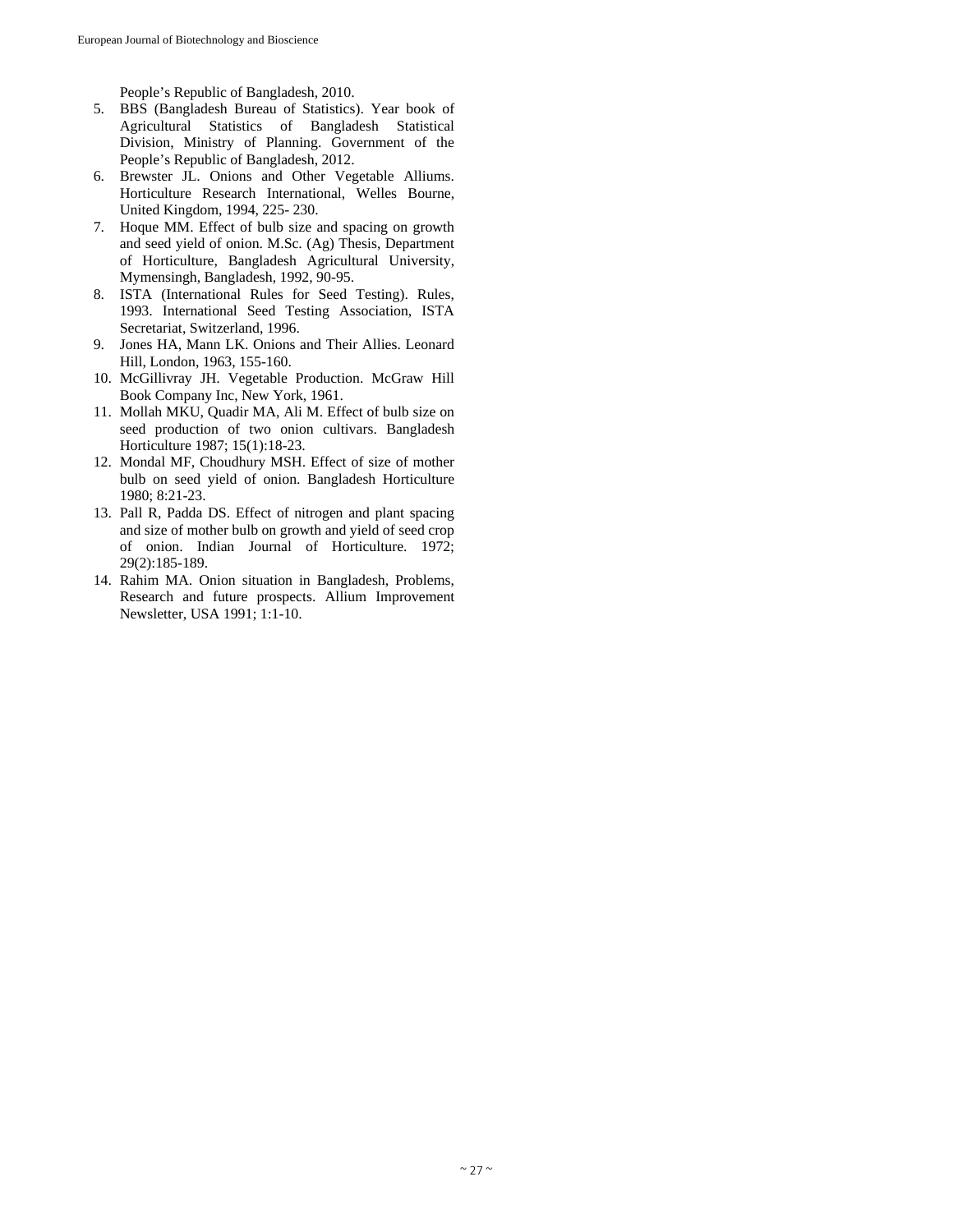People's Republic of Bangladesh, 2010.

5. BBS (Bangladesh Bureau of Statistics). Year book of Agricultural Statistics of Bangladesh Statistical Division, Ministry of Planning. Government of the People's Republic of Bangladesh, 2012.
6. Brewster JL. Onions and Other Vegetable Alliums. Horticulture Research International, Welles Bourne, United Kingdom, 1994, 225- 230.
7. Hoque MM. Effect of bulb size and spacing on growth and seed yield of onion. M.Sc. (Ag) Thesis, Department of Horticulture, Bangladesh Agricultural University, Mymensingh, Bangladesh, 1992, 90-95.
8. ISTA (International Rules for Seed Testing). Rules, 1993. International Seed Testing Association, ISTA Secretariat, Switzerland, 1996.
9. Jones HA, Mann LK. Onions and Their Allies. Leonard Hill, London, 1963, 155-160.
10. McGillivray JH. Vegetable Production. McGraw Hill Book Company Inc, New York, 1961.
11. Mollah MKU, Quadir MA, Ali M. Effect of bulb size on seed production of two onion cultivars. Bangladesh Horticulture 1987; 15(1):18-23.
12. Mondal MF, Choudhury MSH. Effect of size of mother bulb on seed yield of onion. Bangladesh Horticulture 1980; 8:21-23.
13. Pall R, Padda DS. Effect of nitrogen and plant spacing and size of mother bulb on growth and yield of seed crop of onion. Indian Journal of Horticulture. 1972; 29(2):185-189.
14. Rahim MA. Onion situation in Bangladesh, Problems, Research and future prospects. Allium Improvement Newsletter, USA 1991; 1:1-10.